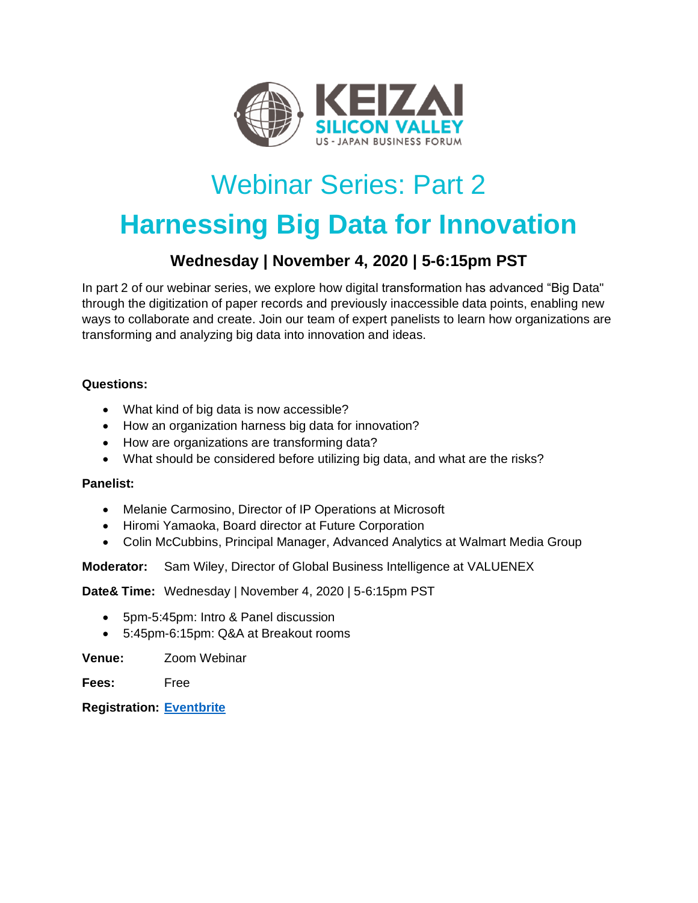KEIZAI
SILICON VALLEY
US - JAPAN BUSINESS FORUM

# Webinar Series: Part 2

# Harnessing Big Data for Innovation

### Wednesday | November 4, 2020 | 5-6:15pm PST

In part 2 of our webinar series, we explore how digital transformation has advanced "Big Data" through the digitization of paper records and previously inaccessible data points, enabling new ways to collaborate and create. Join our team of expert panelists to learn how organizations are transforming and analyzing big data into innovation and ideas.

**Questions:**

- What kind of big data is now accessible?
- How an organization harness big data for innovation?
- How are organizations are transforming data?
- What should be considered before utilizing big data, and what are the risks?

**Panelist:**

- Melanie Carmosino, Director of IP Operations at Microsoft
- Hiromi Yamaoka, Board director at Future Corporation
- Colin McCubbins, Principal Manager, Advanced Analytics at Walmart Media Group

**Moderator:** Sam Wiley, Director of Global Business Intelligence at VALUENEX

**Date& Time:** Wednesday | November 4, 2020 | 5-6:15pm PST

- 5pm-5:45pm: Intro & Panel discussion
- 5:45pm-6:15pm: Q&A at Breakout rooms

**Venue:** Zoom Webinar

**Fees:** Free

**Registration:** Eventbrite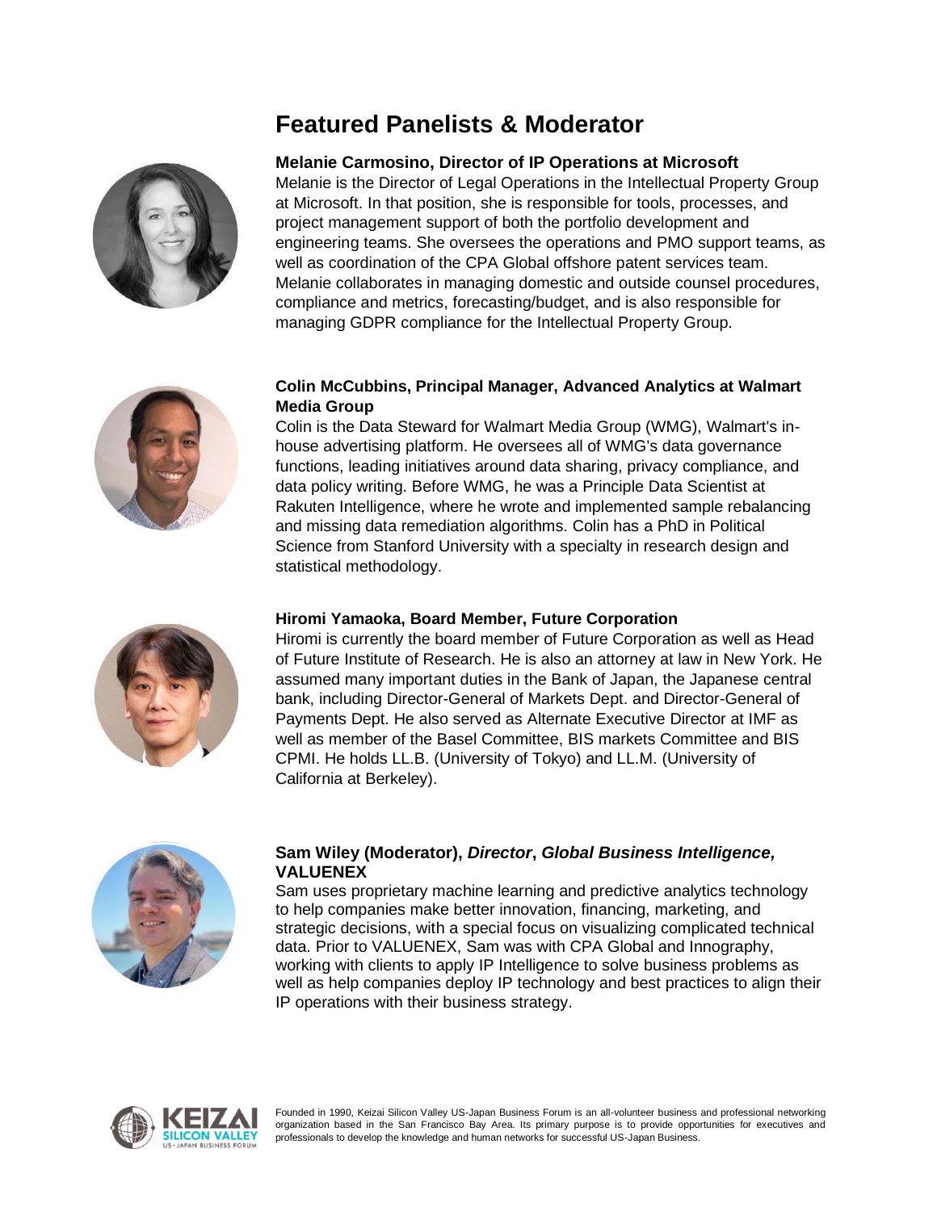# Featured Panelists & Moderator

**Melanie Carmosino, Director of IP Operations at Microsoft**
Melanie is the Director of Legal Operations in the Intellectual Property Group at Microsoft. In that position, she is responsible for tools, processes, and project management support of both the portfolio development and engineering teams. She oversees the operations and PMO support teams, as well as coordination of the CPA Global offshore patent services team. Melanie collaborates in managing domestic and outside counsel procedures, compliance and metrics, forecasting/budget, and is also responsible for managing GDPR compliance for the Intellectual Property Group.

**Colin McCubbins, Principal Manager, Advanced Analytics at Walmart Media Group**
Colin is the Data Steward for Walmart Media Group (WMG), Walmart's in-house advertising platform. He oversees all of WMG's data governance functions, leading initiatives around data sharing, privacy compliance, and data policy writing. Before WMG, he was a Principle Data Scientist at Rakuten Intelligence, where he wrote and implemented sample rebalancing and missing data remediation algorithms. Colin has a PhD in Political Science from Stanford University with a specialty in research design and statistical methodology.

**Hiromi Yamaoka, Board Member, Future Corporation**
Hiromi is currently the board member of Future Corporation as well as Head of Future Institute of Research. He is also an attorney at law in New York. He assumed many important duties in the Bank of Japan, the Japanese central bank, including Director-General of Markets Dept. and Director-General of Payments Dept. He also served as Alternate Executive Director at IMF as well as member of the Basel Committee, BIS markets Committee and BIS CPMI. He holds LL.B. (University of Tokyo) and LL.M. (University of California at Berkeley).

**Sam Wiley (Moderator), *Director*, *Global Business Intelligence,* VALUENEX**
Sam uses proprietary machine learning and predictive analytics technology to help companies make better innovation, financing, marketing, and strategic decisions, with a special focus on visualizing complicated technical data. Prior to VALUENEX, Sam was with CPA Global and Innography, working with clients to apply IP Intelligence to solve business problems as well as help companies deploy IP technology and best practices to align their IP operations with their business strategy.

KEIZAI SILICON VALLEY US-JAPAN BUSINESS FORUM

Founded in 1990, Keizai Silicon Valley US-Japan Business Forum is an all-volunteer business and professional networking organization based in the San Francisco Bay Area. Its primary purpose is to provide opportunities for executives and professionals to develop the knowledge and human networks for successful US-Japan Business.